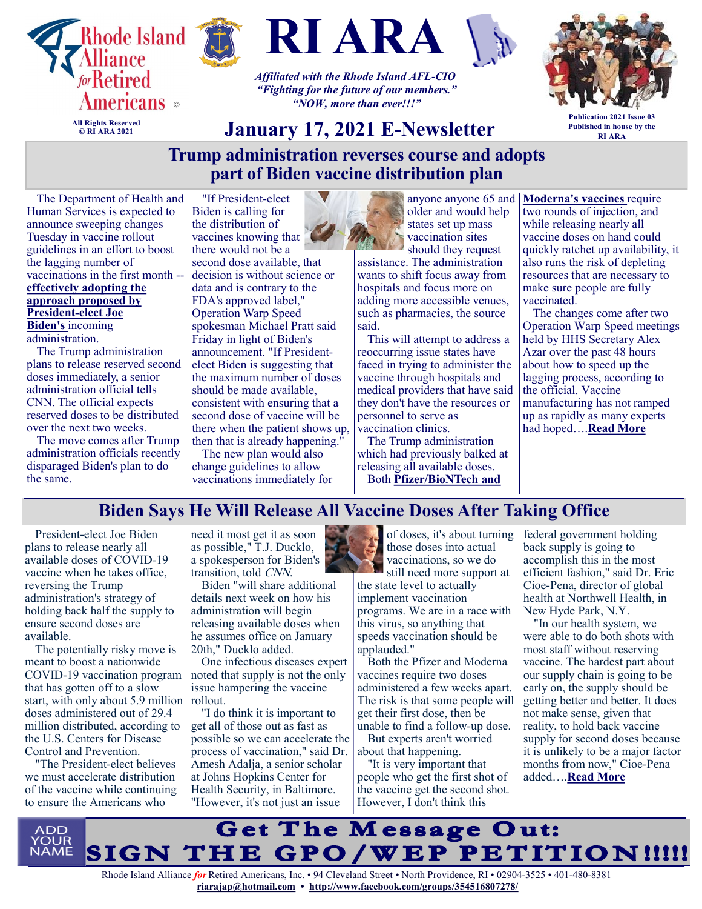# RI ARA

Rhode Island Alliance *for* Retired Americans ©

All Rights Reserved
© RI ARA 2021

*Affiliated with the Rhode Island AFL-CIO*
*"Fighting for the future of our members."*
*"NOW, more than ever!!!"*

Publication 2021 Issue 03
Published in house by the RI ARA

## January 17, 2021 E-Newsletter

## Trump administration reverses course and adopts part of Biden vaccine distribution plan

The Department of Health and Human Services is expected to announce sweeping changes Tuesday in vaccine rollout guidelines in an effort to boost the lagging number of vaccinations in the first month -- **effectively adopting the approach proposed by President-elect Joe Biden's** incoming administration.

The Trump administration plans to release reserved second doses immediately, a senior administration official tells CNN. The official expects reserved doses to be distributed over the next two weeks.

The move comes after Trump administration officials recently disparaged Biden's plan to do the same.

"If President-elect Biden is calling for the distribution of vaccines knowing that there would not be a second dose available, that decision is without science or data and is contrary to the FDA's approved label," Operation Warp Speed spokesman Michael Pratt said Friday in light of Biden's announcement. "If President-elect Biden is suggesting that the maximum number of doses should be made available, consistent with ensuring that a second dose of vaccine will be there when the patient shows up, then that is already happening."

The new plan would also change guidelines to allow vaccinations immediately for anyone anyone 65 and older and would help states set up mass vaccination sites should they request assistance. The administration wants to shift focus away from hospitals and focus more on adding more accessible venues, such as pharmacies, the source said.

This will attempt to address a reoccurring issue states have faced in trying to administer the vaccine through hospitals and medical providers that have said they don't have the resources or personnel to serve as vaccination clinics.

The Trump administration which had previously balked at releasing all available doses.

Both **Pfizer/BioNTech and Moderna's vaccines** require two rounds of injection, and while releasing nearly all vaccine doses on hand could quickly ratchet up availability, it also runs the risk of depleting resources that are necessary to make sure people are fully vaccinated.

The changes come after two Operation Warp Speed meetings held by HHS Secretary Alex Azar over the past 48 hours about how to speed up the lagging process, according to the official. Vaccine manufacturing has not ramped up as rapidly as many experts had hoped….**Read More**

## Biden Says He Will Release All Vaccine Doses After Taking Office

President-elect Joe Biden plans to release nearly all available doses of COVID-19 vaccine when he takes office, reversing the Trump administration's strategy of holding back half the supply to ensure second doses are available.

The potentially risky move is meant to boost a nationwide COVID-19 vaccination program that has gotten off to a slow start, with only about 5.9 million doses administered out of 29.4 million distributed, according to the U.S. Centers for Disease Control and Prevention.

"The President-elect believes we must accelerate distribution of the vaccine while continuing to ensure the Americans who need it most get it as soon as possible," T.J. Ducklo, a spokesperson for Biden's transition, told *CNN*.

Biden "will share additional details next week on how his administration will begin releasing available doses when he assumes office on January 20th," Ducklo added.

One infectious diseases expert noted that supply is not the only issue hampering the vaccine rollout.

"I do think it is important to get all of those out as fast as possible so we can accelerate the process of vaccination," said Dr. Amesh Adalja, a senior scholar at Johns Hopkins Center for Health Security, in Baltimore. "However, it's not just an issue of doses, it's about turning those doses into actual vaccinations, so we do still need more support at the state level to actually implement vaccination programs. We are in a race with this virus, so anything that speeds vaccination should be applauded."

Both the Pfizer and Moderna vaccines require two doses administered a few weeks apart. The risk is that some people will get their first dose, then be unable to find a follow-up dose.

But experts aren't worried about that happening.

"It is very important that people who get the first shot of the vaccine get the second shot. However, I don't think this federal government holding back supply is going to accomplish this in the most efficient fashion," said Dr. Eric Cioe-Pena, director of global health at Northwell Health, in New Hyde Park, N.Y.

"In our health system, we were able to do both shots with most staff without reserving vaccine. The hardest part about our supply chain is going to be early on, the supply should be getting better and better. It does not make sense, given that reality, to hold back vaccine supply for second doses because it is unlikely to be a major factor months from now," Cioe-Pena added….**Read More**

ADD YOUR NAME

## Get The Message Out: SIGN THE GPO/WEP PETITION!!!!!

Rhode Island Alliance *for* Retired Americans, Inc. • 94 Cleveland Street • North Providence, RI • 02904-3525 • 401-480-8381
**riarajap@hotmail.com** • **http://www.facebook.com/groups/354516807278/**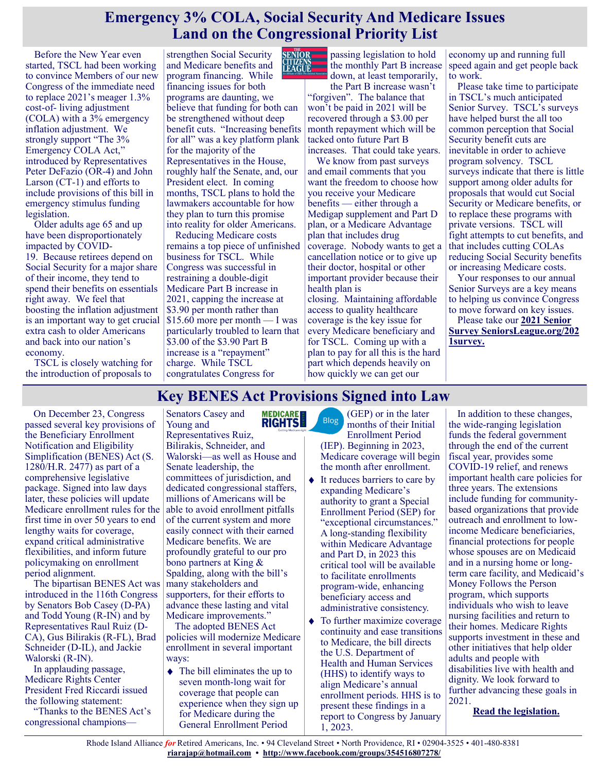# Emergency 3% COLA, Social Security And Medicare Issues Land on the Congressional Priority List

Before the New Year even started, TSCL had been working to convince Members of our new Congress of the immediate need to replace 2021's meager 1.3% cost-of- living adjustment (COLA) with a 3% emergency inflation adjustment. We strongly support "The 3% Emergency COLA Act," introduced by Representatives Peter DeFazio (OR-4) and John Larson (CT-1) and efforts to include provisions of this bill in emergency stimulus funding legislation.

Older adults age 65 and up have been disproportionately impacted by COVID-19. Because retirees depend on Social Security for a major share of their income, they tend to spend their benefits on essentials right away. We feel that boosting the inflation adjustment is an important way to get crucial extra cash to older Americans and back into our nation's economy.

TSCL is closely watching for the introduction of proposals to strengthen Social Security and Medicare benefits and program financing. While financing issues for both programs are daunting, we believe that funding for both can be strengthened without deep benefit cuts. "Increasing benefits for all" was a key platform plank for the majority of the Representatives in the House, roughly half the Senate, and, our President elect. In coming months, TSCL plans to hold the lawmakers accountable for how they plan to turn this promise into reality for older Americans.

Reducing Medicare costs remains a top piece of unfinished business for TSCL. While Congress was successful in restraining a double-digit Medicare Part B increase in 2021, capping the increase at $3.90 per month rather than $15.60 more per month — I was particularly troubled to learn that $3.00 of the $3.90 Part B increase is a "repayment" charge. While TSCL congratulates Congress for passing legislation to hold the monthly Part B increase down, at least temporarily, the Part B increase wasn't "forgiven". The balance that won't be paid in 2021 will be recovered through a $3.00 per month repayment which will be tacked onto future Part B increases. That could take years.

We know from past surveys and email comments that you want the freedom to choose how you receive your Medicare benefits — either through a Medigap supplement and Part D plan, or a Medicare Advantage plan that includes drug coverage. Nobody wants to get a cancellation notice or to give up their doctor, hospital or other important provider because their health plan is closing. Maintaining affordable access to quality healthcare coverage is the key issue for every Medicare beneficiary and for TSCL. Coming up with a plan to pay for all this is the hard part which depends heavily on how quickly we can get our economy up and running full speed again and get people back to work.

Please take time to participate in TSCL's much anticipated Senior Survey. TSCL's surveys have helped burst the all too common perception that Social Security benefit cuts are inevitable in order to achieve program solvency. TSCL surveys indicate that there is little support among older adults for proposals that would cut Social Security or Medicare benefits, or to replace these programs with private versions. TSCL will fight attempts to cut benefits, and that includes cutting COLAs reducing Social Security benefits or increasing Medicare costs.

Your responses to our annual Senior Surveys are a key means to helping us convince Congress to move forward on key issues.

Please take our **2021 Senior Survey SeniorsLeague.org/2021survey.**

# Key BENES Act Provisions Signed into Law

On December 23, Congress passed several key provisions of the Beneficiary Enrollment Notification and Eligibility Simplification (BENES) Act (S. 1280/H.R. 2477) as part of a comprehensive legislative package. Signed into law days later, these policies will update Medicare enrollment rules for the first time in over 50 years to end lengthy waits for coverage, expand critical administrative flexibilities, and inform future policymaking on enrollment period alignment.

The bipartisan BENES Act was introduced in the 116th Congress by Senators Bob Casey (D-PA) and Todd Young (R-IN) and by Representatives Raul Ruiz (D-CA), Gus Bilirakis (R-FL), Brad Schneider (D-IL), and Jackie Walorski (R-IN).

In applauding passage, Medicare Rights Center President Fred Riccardi issued the following statement:

"Thanks to the BENES Act's congressional champions—Senators Casey and Young and Representatives Ruiz, Bilirakis, Schneider, and Walorski—as well as House and Senate leadership, the committees of jurisdiction, and dedicated congressional staffers, millions of Americans will be able to avoid enrollment pitfalls of the current system and more easily connect with their earned Medicare benefits. We are profoundly grateful to our pro bono partners at King & Spalding, along with the bill's many stakeholders and supporters, for their efforts to advance these lasting and vital Medicare improvements."

The adopted BENES Act policies will modernize Medicare enrollment in several important ways:

- The bill eliminates the up to seven month-long wait for coverage that people can experience when they sign up for Medicare during the General Enrollment Period (GEP) or in the later months of their Initial Enrollment Period (IEP). Beginning in 2023, Medicare coverage will begin the month after enrollment.
- It reduces barriers to care by expanding Medicare's authority to grant a Special Enrollment Period (SEP) for "exceptional circumstances." A long-standing flexibility within Medicare Advantage and Part D, in 2023 this critical tool will be available to facilitate enrollments program-wide, enhancing beneficiary access and administrative consistency.
- To further maximize coverage continuity and ease transitions to Medicare, the bill directs the U.S. Department of Health and Human Services (HHS) to identify ways to align Medicare's annual enrollment periods. HHS is to present these findings in a report to Congress by January 1, 2023.

In addition to these changes, the wide-ranging legislation funds the federal government through the end of the current fiscal year, provides some COVID-19 relief, and renews important health care policies for three years. The extensions include funding for community-based organizations that provide outreach and enrollment to low-income Medicare beneficiaries, financial protections for people whose spouses are on Medicaid and in a nursing home or long-term care facility, and Medicaid's Money Follows the Person program, which supports individuals who wish to leave nursing facilities and return to their homes. Medicare Rights supports investment in these and other initiatives that help older adults and people with disabilities live with health and dignity. We look forward to further advancing these goals in 2021.

**Read the legislation.**

Rhode Island Alliance *for* Retired Americans, Inc. • 94 Cleveland Street • North Providence, RI • 02904-3525 • 401-480-8381
riarajap@hotmail.com • http://www.facebook.com/groups/354516807278/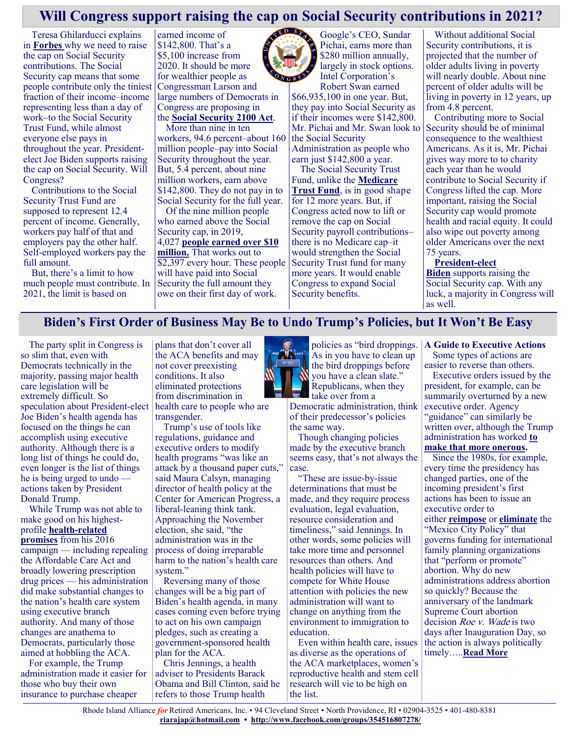## Will Congress support raising the cap on Social Security contributions in 2021?

Teresa Ghilarducci explains in **Forbes** why we need to raise the cap on Social Security contributions. The Social Security cap means that some people contribute only the tiniest fraction of their income–income representing less than a day of work–to the Social Security Trust Fund, while almost everyone else pays in throughout the year. President-elect Joe Biden supports raising the cap on Social Security. Will Congress?

Contributions to the Social Security Trust Fund are supposed to represent 12.4 percent of income. Generally, workers pay half of that and employers pay the other half. Self-employed workers pay the full amount.

But, there's a limit to how much people must contribute. In 2021, the limit is based on earned income of $142,800. That's a $5,100 increase from 2020. It should be more for wealthier people as Congressman Larson and large numbers of Democrats in Congress are proposing in the **Social Security 2100 Act**.

More than nine in ten workers, 94.6 percent–about 160 million people–pay into Social Security throughout the year. But, 5.4 percent, about nine million workers, earn above $142,800. They do not pay in to Social Security for the full year.

Of the nine million people who earned above the Social Security cap, in 2019, 4,027 **people earned over $10 million.** That works out to $2,397 every hour. These people will have paid into Social Security the full amount they owe on their first day of work.

Google's CEO, Sundar Pichai, earns more than $280 million annually, largely in stock options. Intel Corporation's Robert Swan earned $66,935,100 in one year. But, they pay into Social Security as if their incomes were $142,800. Mr. Pichai and Mr. Swan look to the Social Security Administration as people who earn just $142,800 a year.

The Social Security Trust Fund, unlike the **Medicare Trust Fund**, is in good shape for 12 more years. But, if Congress acted now to lift or remove the cap on Social Security payroll contributions–there is no Medicare cap–it would strengthen the Social Security Trust fund for many more years. It would enable Congress to expand Social Security benefits.

Without additional Social Security contributions, it is projected that the number of older adults living in poverty will nearly double. About nine percent of older adults will be living in poverty in 12 years, up from 4.8 percent.

Contributing more to Social Security should be of minimal consequence to the wealthiest Americans. As it is, Mr. Pichai gives way more to to charity each year than he would contribute to Social Security if Congress lifted the cap. More important, raising the Social Security cap would promote health and racial equity. It could also wipe out poverty among older Americans over the next 75 years.

**President-elect Biden** supports raising the Social Security cap. With any luck, a majority in Congress will as well.

## Biden's First Order of Business May Be to Undo Trump's Policies, but It Won't Be Easy

The party split in Congress is so slim that, even with Democrats technically in the majority, passing major health care legislation will be extremely difficult. So speculation about President-elect Joe Biden's health agenda has focused on the things he can accomplish using executive authority. Although there is a long list of things he could do, even longer is the list of things he is being urged to undo — actions taken by President Donald Trump.

While Trump was not able to make good on his highest-profile **health-related promises** from his 2016 campaign — including repealing the Affordable Care Act and broadly lowering prescription drug prices — his administration did make substantial changes to the nation's health care system using executive branch authority. And many of those changes are anathema to Democrats, particularly those aimed at hobbling the ACA.

For example, the Trump administration made it easier for those who buy their own insurance to purchase cheaper plans that don't cover all the ACA benefits and may not cover preexisting conditions. It also eliminated protections from discrimination in health care to people who are transgender.

Trump's use of tools like regulations, guidance and executive orders to modify health programs "was like an attack by a thousand paper cuts," said Maura Calsyn, managing director of health policy at the Center for American Progress, a liberal-leaning think tank. Approaching the November election, she said, "the administration was in the process of doing irreparable harm to the nation's health care system."

Reversing many of those changes will be a big part of Biden's health agenda, in many cases coming even before trying to act on his own campaign pledges, such as creating a government-sponsored health plan for the ACA.

Chris Jennings, a health adviser to Presidents Barack Obama and Bill Clinton, said he refers to those Trump health policies as "bird droppings. As in you have to clean up the bird droppings before you have a clean slate." Republicans, when they take over from a Democratic administration, think of their predecessor's policies the same way.

Though changing policies made by the executive branch seems easy, that's not always the case.

"These are issue-by-issue determinations that must be made, and they require process evaluation, legal evaluation, resource consideration and timeliness," said Jennings. In other words, some policies will take more time and personnel resources than others. And health policies will have to compete for White House attention with policies the new administration will want to change on anything from the environment to immigration to education.

Even within health care, issues as diverse as the operations of the ACA marketplaces, women's reproductive health and stem cell research will vie to be high on the list.

**A Guide to Executive Actions**

Some types of actions are easier to reverse than others.

Executive orders issued by the president, for example, can be summarily overturned by a new executive order. Agency "guidance" can similarly be written over, although the Trump administration has worked **to make that more onerous.**

Since the 1980s, for example, every time the presidency has changed parties, one of the incoming president's first actions has been to issue an executive order to either **reimpose** or **eliminate** the "Mexico City Policy" that governs funding for international family planning organizations that "perform or promote" abortion. Why do new administrations address abortion so quickly? Because the anniversary of the landmark Supreme Court abortion decision *Roe v. Wade* is two days after Inauguration Day, so the action is always politically timely…..**Read More**

Rhode Island Alliance *for* Retired Americans, Inc. • 94 Cleveland Street • North Providence, RI • 02904-3525 • 401-480-8381
riarajap@hotmail.com • http://www.facebook.com/groups/354516807278/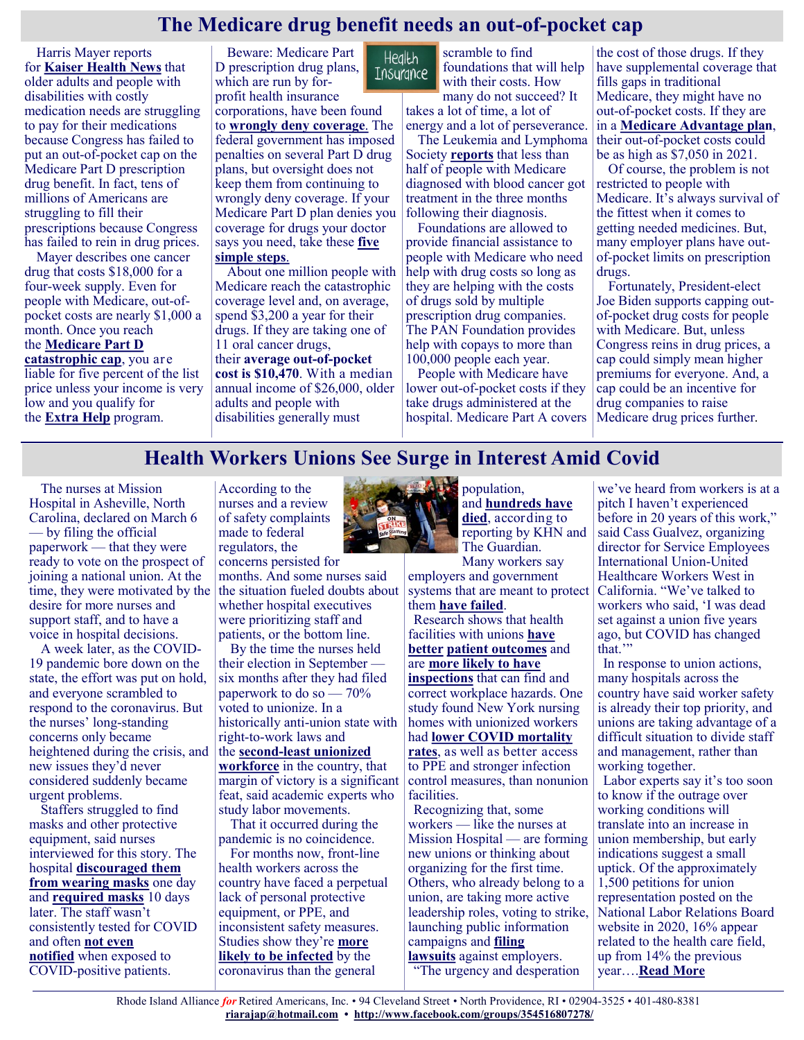# The Medicare drug benefit needs an out-of-pocket cap

Harris Mayer reports for **Kaiser Health News** that older adults and people with disabilities with costly medication needs are struggling to pay for their medications because Congress has failed to put an out-of-pocket cap on the Medicare Part D prescription drug benefit. In fact, tens of millions of Americans are struggling to fill their prescriptions because Congress has failed to rein in drug prices.

Mayer describes one cancer drug that costs $18,000 for a four-week supply. Even for people with Medicare, out-of-pocket costs are nearly $1,000 a month. Once you reach the **Medicare Part D catastrophic cap**, you are liable for five percent of the list price unless your income is very low and you qualify for the **Extra Help** program.

Beware: Medicare Part D prescription drug plans, which are run by for-profit health insurance corporations, have been found to **wrongly deny coverage**. The federal government has imposed penalties on several Part D drug plans, but oversight does not keep them from continuing to wrongly deny coverage. If your Medicare Part D plan denies you coverage for drugs your doctor says you need, take these **five simple steps**.

About one million people with Medicare reach the catastrophic coverage level and, on average, spend $3,200 a year for their drugs. If they are taking one of 11 oral cancer drugs, their **average out-of-pocket cost is $10,470**. With a median annual income of $26,000, older adults and people with disabilities generally must scramble to find foundations that will help with their costs. How many do not succeed? It takes a lot of time, a lot of energy and a lot of perseverance.

The Leukemia and Lymphoma Society **reports** that less than half of people with Medicare diagnosed with blood cancer got treatment in the three months following their diagnosis.

Foundations are allowed to provide financial assistance to people with Medicare who need help with drug costs so long as they are helping with the costs of drugs sold by multiple prescription drug companies. The PAN Foundation provides help with copays to more than 100,000 people each year.

People with Medicare have lower out-of-pocket costs if they take drugs administered at the hospital. Medicare Part A covers the cost of those drugs. If they have supplemental coverage that fills gaps in traditional Medicare, they might have no out-of-pocket costs. If they are in a **Medicare Advantage plan**, their out-of-pocket costs could be as high as $7,050 in 2021.

Of course, the problem is not restricted to people with Medicare. It's always survival of the fittest when it comes to getting needed medicines. But, many employer plans have out-of-pocket limits on prescription drugs.

Fortunately, President-elect Joe Biden supports capping out-of-pocket drug costs for people with Medicare. But, unless Congress reins in drug prices, a cap could simply mean higher premiums for everyone. And, a cap could be an incentive for drug companies to raise Medicare drug prices further.

# Health Workers Unions See Surge in Interest Amid Covid

The nurses at Mission Hospital in Asheville, North Carolina, declared on March 6 — by filing the official paperwork — that they were ready to vote on the prospect of joining a national union. At the time, they were motivated by the desire for more nurses and support staff, and to have a voice in hospital decisions.

A week later, as the COVID-19 pandemic bore down on the state, the effort was put on hold, and everyone scrambled to respond to the coronavirus. But the nurses' long-standing concerns only became heightened during the crisis, and new issues they'd never considered suddenly became urgent problems.

Staffers struggled to find masks and other protective equipment, said nurses interviewed for this story. The hospital **discouraged them from wearing masks** one day and **required masks** 10 days later. The staff wasn't consistently tested for COVID and often **not even notified** when exposed to COVID-positive patients.

According to the nurses and a review of safety complaints made to federal regulators, the concerns persisted for months. And some nurses said the situation fueled doubts about whether hospital executives were prioritizing staff and patients, or the bottom line.

By the time the nurses held their election in September — six months after they had filed paperwork to do so — 70% voted to unionize. In a historically anti-union state with right-to-work laws and the **second-least unionized workforce** in the country, that margin of victory is a significant feat, said academic experts who study labor movements.

That it occurred during the pandemic is no coincidence.

For months now, front-line health workers across the country have faced a perpetual lack of personal protective equipment, or PPE, and inconsistent safety measures. Studies show they're **more likely to be infected** by the coronavirus than the general population, and **hundreds have died**, according to reporting by KHN and The Guardian.

Many workers say employers and government systems that are meant to protect them **have failed**.

Research shows that health facilities with unions **have better patient outcomes** and are **more likely to have inspections** that can find and correct workplace hazards. One study found New York nursing homes with unionized workers had **lower COVID mortality rates**, as well as better access to PPE and stronger infection control measures, than nonunion facilities.

Recognizing that, some workers — like the nurses at Mission Hospital — are forming new unions or thinking about organizing for the first time. Others, who already belong to a union, are taking more active leadership roles, voting to strike, launching public information campaigns and **filing lawsuits** against employers.

"The urgency and desperation we've heard from workers is at a pitch I haven't experienced before in 20 years of this work," said Cass Gualvez, organizing director for Service Employees International Union-United Healthcare Workers West in California. "We've talked to workers who said, 'I was dead set against a union five years ago, but COVID has changed that.'"

In response to union actions, many hospitals across the country have said worker safety is already their top priority, and unions are taking advantage of a difficult situation to divide staff and management, rather than working together.

Labor experts say it's too soon to know if the outrage over working conditions will translate into an increase in union membership, but early indications suggest a small uptick. Of the approximately 1,500 petitions for union representation posted on the National Labor Relations Board website in 2020, 16% appear related to the health care field, up from 14% the previous year….**Read More**

Rhode Island Alliance *for* Retired Americans, Inc. • 94 Cleveland Street • North Providence, RI • 02904-3525 • 401-480-8381
**riarajap@hotmail.com** • **http://www.facebook.com/groups/354516807278/**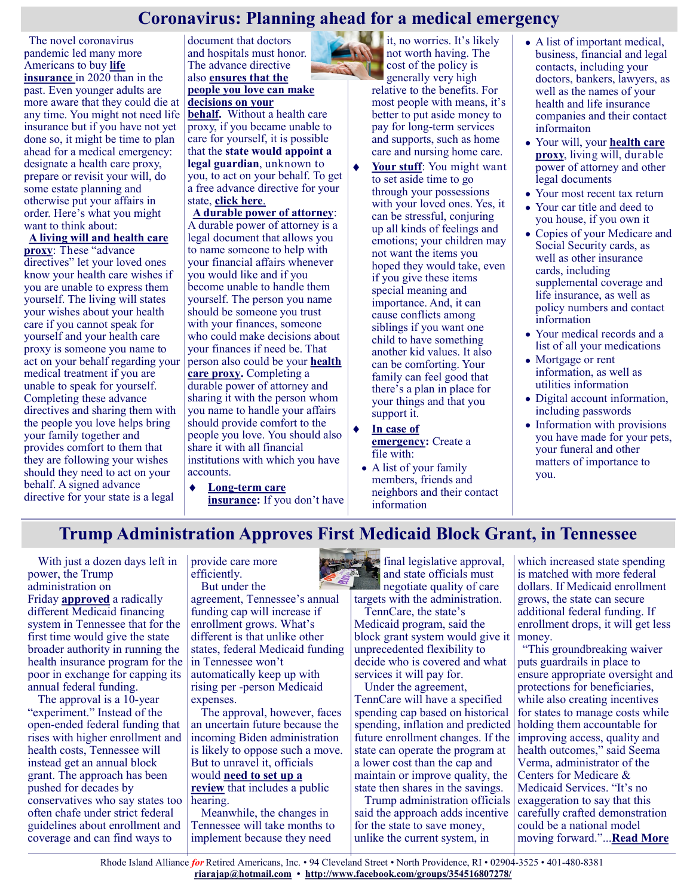# Coronavirus: Planning ahead for a medical emergency

The novel coronavirus pandemic led many more Americans to buy **life insurance** in 2020 than in the past. Even younger adults are more aware that they could die at any time. You might not need life insurance but if you have not yet done so, it might be time to plan ahead for a medical emergency: designate a health care proxy, prepare or revisit your will, do some estate planning and otherwise put your affairs in order. Here's what you might want to think about:

**A living will and health care proxy**: These "advance directives" let your loved ones know your health care wishes if you are unable to express them yourself. The living will states your wishes about your health care if you cannot speak for yourself and your health care proxy is someone you name to act on your behalf regarding your medical treatment if you are unable to speak for yourself. Completing these advance directives and sharing them with the people you love helps bring your family together and provides comfort to them that they are following your wishes should they need to act on your behalf. A signed advance directive for your state is a legal document that doctors and hospitals must honor. The advance directive also **ensures that the people you love can make decisions on your behalf.** Without a health care proxy, if you became unable to care for yourself, it is possible that the **state would appoint a legal guardian**, unknown to you, to act on your behalf. To get a free advance directive for your state, **click here.**

**A durable power of attorney**: A durable power of attorney is a legal document that allows you to name someone to help with your financial affairs whenever you would like and if you become unable to handle them yourself. The person you name should be someone you trust with your finances, someone who could make decisions about your finances if need be. That person also could be your **health care proxy.** Completing a durable power of attorney and sharing it with the person whom you name to handle your affairs should provide comfort to the people you love. You should also share it with all financial institutions with which you have accounts.

- **Long-term care insurance:** If you don't have it, no worries. It's likely not worth having. The cost of the policy is generally very high relative to the benefits. For most people with means, it's better to put aside money to pay for long-term services and supports, such as home care and nursing home care.
- **Your stuff**: You might want to set aside time to go through your possessions with your loved ones. Yes, it can be stressful, conjuring up all kinds of feelings and emotions; your children may not want the items you hoped they would take, even if you give these items special meaning and importance. And, it can cause conflicts among siblings if you want one child to have something another kid values. It also can be comforting. Your family can feel good that there's a plan in place for your things and that you support it.
- **In case of emergency:** Create a file with:
  - A list of your family members, friends and neighbors and their contact information
  - A list of important medical, business, financial and legal contacts, including your doctors, bankers, lawyers, as well as the names of your health and life insurance companies and their contact informaiton
  - Your will, your **health care proxy**, living will, durable power of attorney and other legal documents
  - Your most recent tax return
  - Your car title and deed to you house, if you own it
  - Copies of your Medicare and Social Security cards, as well as other insurance cards, including supplemental coverage and life insurance, as well as policy numbers and contact information
  - Your medical records and a list of all your medications
  - Mortgage or rent information, as well as utilities information
  - Digital account information, including passwords
  - Information with provisions you have made for your pets, your funeral and other matters of importance to you.

# Trump Administration Approves First Medicaid Block Grant, in Tennessee

With just a dozen days left in power, the Trump administration on Friday **approved** a radically different Medicaid financing system in Tennessee that for the first time would give the state broader authority in running the health insurance program for the poor in exchange for capping its annual federal funding.

The approval is a 10-year "experiment." Instead of the open-ended federal funding that rises with higher enrollment and health costs, Tennessee will instead get an annual block grant. The approach has been pushed for decades by conservatives who say states too often chafe under strict federal guidelines about enrollment and coverage and can find ways to provide care more efficiently.

But under the agreement, Tennessee's annual funding cap will increase if enrollment grows. What's different is that unlike other states, federal Medicaid funding in Tennessee won't automatically keep up with rising per -person Medicaid expenses.

The approval, however, faces an uncertain future because the incoming Biden administration is likely to oppose such a move. But to unravel it, officials would **need to set up a review** that includes a public hearing.

Meanwhile, the changes in Tennessee will take months to implement because they need final legislative approval, and state officials must negotiate quality of care targets with the administration.

TennCare, the state's Medicaid program, said the block grant system would give it unprecedented flexibility to decide who is covered and what services it will pay for.

Under the agreement, TennCare will have a specified spending cap based on historical spending, inflation and predicted future enrollment changes. If the state can operate the program at a lower cost than the cap and maintain or improve quality, the state then shares in the savings.

Trump administration officials said the approach adds incentive for the state to save money, unlike the current system, in which increased state spending is matched with more federal dollars. If Medicaid enrollment grows, the state can secure additional federal funding. If enrollment drops, it will get less money.

"This groundbreaking waiver puts guardrails in place to ensure appropriate oversight and protections for beneficiaries, while also creating incentives for states to manage costs while holding them accountable for improving access, quality and health outcomes," said Seema Verma, administrator of the Centers for Medicare & Medicaid Services. "It's no exaggeration to say that this carefully crafted demonstration could be a national model moving forward."...**Read More**

Rhode Island Alliance *for* Retired Americans, Inc. • 94 Cleveland Street • North Providence, RI • 02904-3525 • 401-480-8381
**riarajap@hotmail.com** • **http://www.facebook.com/groups/354516807278/**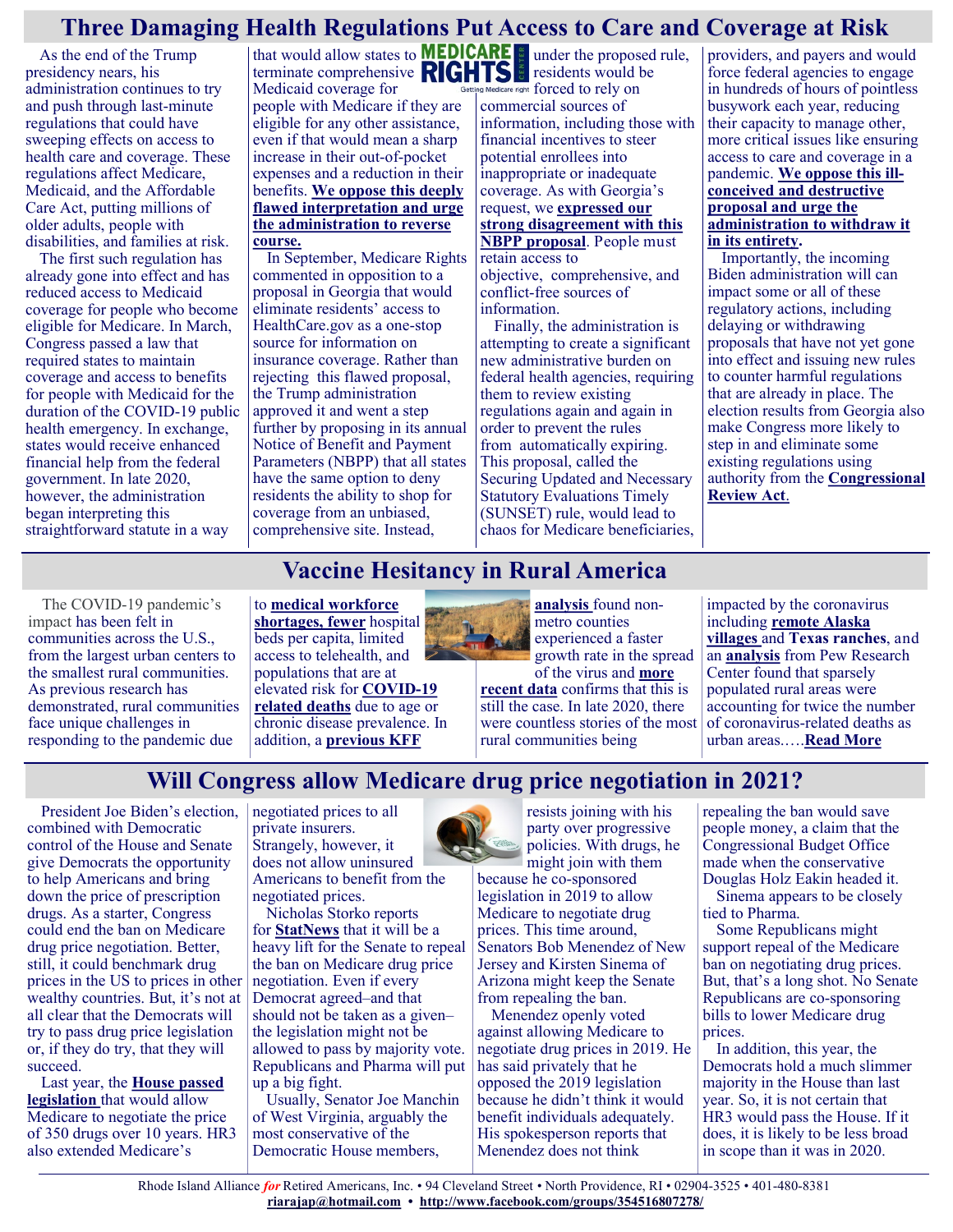## Three Damaging Health Regulations Put Access to Care and Coverage at Risk

As the end of the Trump presidency nears, his administration continues to try and push through last-minute regulations that could have sweeping effects on access to health care and coverage. These regulations affect Medicare, Medicaid, and the Affordable Care Act, putting millions of older adults, people with disabilities, and families at risk.

The first such regulation has already gone into effect and has reduced access to Medicaid coverage for people who become eligible for Medicare. In March, Congress passed a law that required states to maintain coverage and access to benefits for people with Medicaid for the duration of the COVID-19 public health emergency. In exchange, states would receive enhanced financial help from the federal government. In late 2020, however, the administration began interpreting this straightforward statute in a way that would allow states to terminate comprehensive Medicaid coverage for people with Medicare if they are eligible for any other assistance, even if that would mean a sharp increase in their out-of-pocket expenses and a reduction in their benefits. **We oppose this deeply flawed interpretation and urge the administration to reverse course.**

In September, Medicare Rights commented in opposition to a proposal in Georgia that would eliminate residents' access to HealthCare.gov as a one-stop source for information on insurance coverage. Rather than rejecting this flawed proposal, the Trump administration approved it and went a step further by proposing in its annual Notice of Benefit and Payment Parameters (NBPP) that all states have the same option to deny residents the ability to shop for coverage from an unbiased, comprehensive site. Instead, under the proposed rule, residents would be forced to rely on commercial sources of information, including those with financial incentives to steer potential enrollees into inappropriate or inadequate coverage. As with Georgia's request, we **expressed our strong disagreement with this NBPP proposal**. People must retain access to objective, comprehensive, and conflict-free sources of information.

Finally, the administration is attempting to create a significant new administrative burden on federal health agencies, requiring them to review existing regulations again and again in order to prevent the rules from automatically expiring. This proposal, called the Securing Updated and Necessary Statutory Evaluations Timely (SUNSET) rule, would lead to chaos for Medicare beneficiaries, providers, and payers and would force federal agencies to engage in hundreds of hours of pointless busywork each year, reducing their capacity to manage other, more critical issues like ensuring access to care and coverage in a pandemic. **We oppose this ill-conceived and destructive proposal and urge the administration to withdraw it in its entirety.**

Importantly, the incoming Biden administration will can impact some or all of these regulatory actions, including delaying or withdrawing proposals that have not yet gone into effect and issuing new rules to counter harmful regulations that are already in place. The election results from Georgia also make Congress more likely to step in and eliminate some existing regulations using authority from the **Congressional Review Act**.

## Vaccine Hesitancy in Rural America

The COVID-19 pandemic's impact has been felt in communities across the U.S., from the largest urban centers to the smallest rural communities. As previous research has demonstrated, rural communities face unique challenges in responding to the pandemic due to **medical workforce shortages, fewer** hospital beds per capita, limited access to telehealth, and populations that are at elevated risk for **COVID-19 related deaths** due to age or chronic disease prevalence. In addition, a **previous KFF analysis** found non-metro counties experienced a faster growth rate in the spread of the virus and **more recent data** confirms that this is still the case. In late 2020, there were countless stories of the most rural communities being impacted by the coronavirus including **remote Alaska villages** and **Texas ranches**, and an **analysis** from Pew Research Center found that sparsely populated rural areas were accounting for twice the number of coronavirus-related deaths as urban areas.….**Read More**

## Will Congress allow Medicare drug price negotiation in 2021?

President Joe Biden's election, combined with Democratic control of the House and Senate give Democrats the opportunity to help Americans and bring down the price of prescription drugs. As a starter, Congress could end the ban on Medicare drug price negotiation. Better, still, it could benchmark drug prices in the US to prices in other wealthy countries. But, it's not at all clear that the Democrats will try to pass drug price legislation or, if they do try, that they will succeed.

Last year, the **House passed legislation** that would allow Medicare to negotiate the price of 350 drugs over 10 years. HR3 also extended Medicare's negotiated prices to all private insurers. Strangely, however, it does not allow uninsured Americans to benefit from the negotiated prices.

Nicholas Storko reports for **StatNews** that it will be a heavy lift for the Senate to repeal the ban on Medicare drug price negotiation. Even if every Democrat agreed–and that should not be taken as a given–the legislation might not be allowed to pass by majority vote. Republicans and Pharma will put up a big fight.

Usually, Senator Joe Manchin of West Virginia, arguably the most conservative of the Democratic House members, resists joining with his party over progressive policies. With drugs, he might join with them because he co-sponsored legislation in 2019 to allow Medicare to negotiate drug prices. This time around, Senators Bob Menendez of New Jersey and Kirsten Sinema of Arizona might keep the Senate from repealing the ban.

Menendez openly voted against allowing Medicare to negotiate drug prices in 2019. He has said privately that he opposed the 2019 legislation because he didn't think it would benefit individuals adequately. His spokesperson reports that Menendez does not think repealing the ban would save people money, a claim that the Congressional Budget Office made when the conservative Douglas Holz Eakin headed it.

Sinema appears to be closely tied to Pharma.

Some Republicans might support repeal of the Medicare ban on negotiating drug prices. But, that's a long shot. No Senate Republicans are co-sponsoring bills to lower Medicare drug prices.

In addition, this year, the Democrats hold a much slimmer majority in the House than last year. So, it is not certain that HR3 would pass the House. If it does, it is likely to be less broad in scope than it was in 2020.

Rhode Island Alliance *for* Retired Americans, Inc. • 94 Cleveland Street • North Providence, RI • 02904-3525 • 401-480-8381
**riarajap@hotmail.com** • **http://www.facebook.com/groups/354516807278/**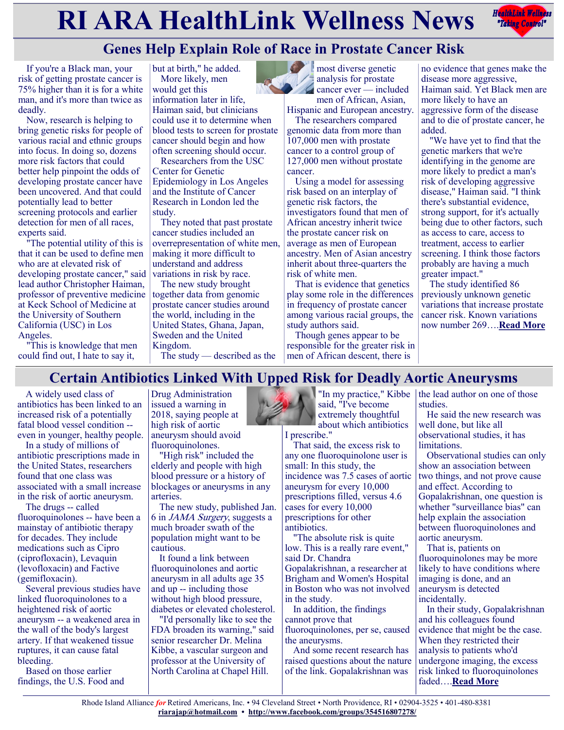# RI ARA HealthLink Wellness News

## Genes Help Explain Role of Race in Prostate Cancer Risk

If you're a Black man, your risk of getting prostate cancer is 75% higher than it is for a white man, and it's more than twice as deadly.

Now, research is helping to bring genetic risks for people of various racial and ethnic groups into focus. In doing so, dozens more risk factors that could better help pinpoint the odds of developing prostate cancer have been uncovered. And that could potentially lead to better screening protocols and earlier detection for men of all races, experts said.

"The potential utility of this is that it can be used to define men who are at elevated risk of developing prostate cancer," said lead author Christopher Haiman, professor of preventive medicine at Keck School of Medicine at the University of Southern California (USC) in Los Angeles.

"This is knowledge that men could find out, I hate to say it, but at birth," he added.

More likely, men would get this information later in life, Haiman said, but clinicians could use it to determine when blood tests to screen for prostate cancer should begin and how often screening should occur.

Researchers from the USC Center for Genetic Epidemiology in Los Angeles and the Institute of Cancer Research in London led the study.

They noted that past prostate cancer studies included an overrepresentation of white men, making it more difficult to understand and address variations in risk by race.

The new study brought together data from genomic prostate cancer studies around the world, including in the United States, Ghana, Japan, Sweden and the United Kingdom.

The study — described as the most diverse genetic analysis for prostate cancer ever — included men of African, Asian, Hispanic and European ancestry.

The researchers compared genomic data from more than 107,000 men with prostate cancer to a control group of 127,000 men without prostate cancer.

Using a model for assessing risk based on an interplay of genetic risk factors, the investigators found that men of African ancestry inherit twice the prostate cancer risk on average as men of European ancestry. Men of Asian ancestry inherit about three-quarters the risk of white men.

That is evidence that genetics play some role in the differences in frequency of prostate cancer among various racial groups, the study authors said.

Though genes appear to be responsible for the greater risk in men of African descent, there is no evidence that genes make the disease more aggressive, Haiman said. Yet Black men are more likely to have an aggressive form of the disease and to die of prostate cancer, he added.

"We have yet to find that the genetic markers that we're identifying in the genome are more likely to predict a man's risk of developing aggressive disease," Haiman said. "I think there's substantial evidence, strong support, for it's actually being due to other factors, such as access to care, access to treatment, access to earlier screening. I think those factors probably are having a much greater impact."

The study identified 86 previously unknown genetic variations that increase prostate cancer risk. Known variations now number 269….**Read More**

## Certain Antibiotics Linked With Upped Risk for Deadly Aortic Aneurysms

A widely used class of antibiotics has been linked to an increased risk of a potentially fatal blood vessel condition -- even in younger, healthy people.

In a study of millions of antibiotic prescriptions made in the United States, researchers found that one class was associated with a small increase in the risk of aortic aneurysm.

The drugs -- called fluoroquinolones -- have been a mainstay of antibiotic therapy for decades. They include medications such as Cipro (ciprofloxacin), Levaquin (levofloxacin) and Factive (gemifloxacin).

Several previous studies have linked fluoroquinolones to a heightened risk of aortic aneurysm -- a weakened area in the wall of the body's largest artery. If that weakened tissue ruptures, it can cause fatal bleeding.

Based on those earlier findings, the U.S. Food and Drug Administration issued a warning in 2018, saying people at high risk of aortic aneurysm should avoid fluoroquinolones.

"High risk" included the elderly and people with high blood pressure or a history of blockages or aneurysms in any arteries.

The new study, published Jan. 6 in *JAMA Surgery*, suggests a much broader swath of the population might want to be cautious.

It found a link between fluoroquinolones and aortic aneurysm in all adults age 35 and up -- including those without high blood pressure, diabetes or elevated cholesterol.

"I'd personally like to see the FDA broaden its warning," said senior researcher Dr. Melina Kibbe, a vascular surgeon and professor at the University of North Carolina at Chapel Hill.

"In my practice," Kibbe said, "I've become extremely thoughtful about which antibiotics I prescribe."

That said, the excess risk to any one fluoroquinolone user is small: In this study, the incidence was 7.5 cases of aortic aneurysm for every 10,000 prescriptions filled, versus 4.6 cases for every 10,000 prescriptions for other antibiotics.

"The absolute risk is quite low. This is a really rare event," said Dr. Chandra Gopalakrishnan, a researcher at Brigham and Women's Hospital in Boston who was not involved in the study.

In addition, the findings cannot prove that fluoroquinolones, per se, caused the aneurysms.

And some recent research has raised questions about the nature of the link. Gopalakrishnan was the lead author on one of those studies.

He said the new research was well done, but like all observational studies, it has limitations.

Observational studies can only show an association between two things, and not prove cause and effect. According to Gopalakrishnan, one question is whether "surveillance bias" can help explain the association between fluoroquinolones and aortic aneurysm.

That is, patients on fluoroquinolones may be more likely to have conditions where imaging is done, and an aneurysm is detected incidentally.

In their study, Gopalakrishnan and his colleagues found evidence that might be the case. When they restricted their analysis to patients who'd undergone imaging, the excess risk linked to fluoroquinolones faded….**Read More**

Rhode Island Alliance *for* Retired Americans, Inc. • 94 Cleveland Street • North Providence, RI • 02904-3525 • 401-480-8381
riarajap@hotmail.com • http://www.facebook.com/groups/354516807278/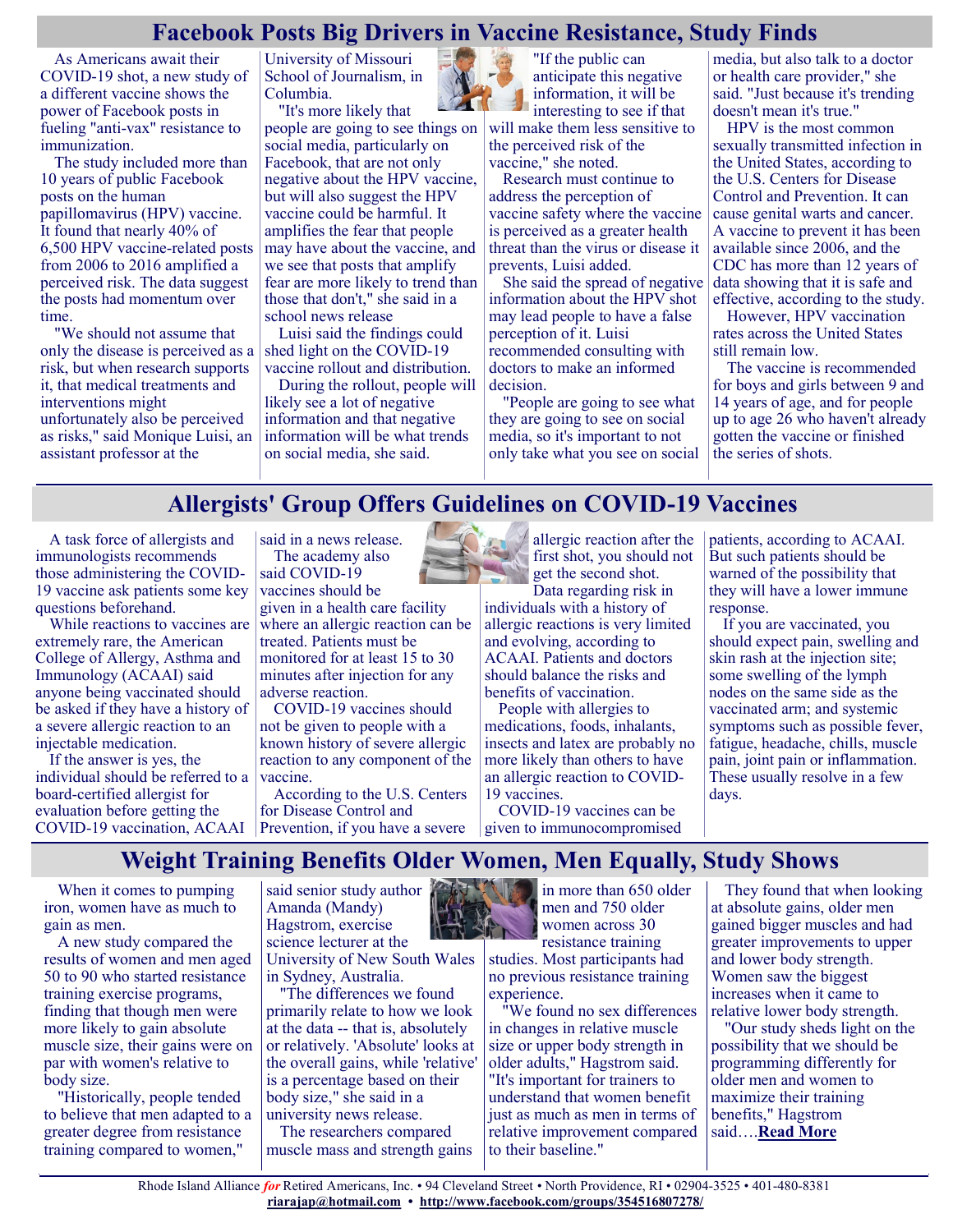## Facebook Posts Big Drivers in Vaccine Resistance, Study Finds

As Americans await their COVID-19 shot, a new study of a different vaccine shows the power of Facebook posts in fueling "anti-vax" resistance to immunization.

The study included more than 10 years of public Facebook posts on the human papillomavirus (HPV) vaccine. It found that nearly 40% of 6,500 HPV vaccine-related posts from 2006 to 2016 amplified a perceived risk. The data suggest the posts had momentum over time.

"We should not assume that only the disease is perceived as a risk, but when research supports it, that medical treatments and interventions might unfortunately also be perceived as risks," said Monique Luisi, an assistant professor at the University of Missouri School of Journalism, in Columbia.

"It's more likely that people are going to see things on social media, particularly on Facebook, that are not only negative about the HPV vaccine, but will also suggest the HPV vaccine could be harmful. It amplifies the fear that people may have about the vaccine, and we see that posts that amplify fear are more likely to trend than those that don't," she said in a school news release

Luisi said the findings could shed light on the COVID-19 vaccine rollout and distribution.

During the rollout, people will likely see a lot of negative information and that negative information will be what trends on social media, she said.

"If the public can anticipate this negative information, it will be interesting to see if that will make them less sensitive to the perceived risk of the vaccine," she noted.

Research must continue to address the perception of vaccine safety where the vaccine is perceived as a greater health threat than the virus or disease it prevents, Luisi added.

She said the spread of negative information about the HPV shot may lead people to have a false perception of it. Luisi recommended consulting with doctors to make an informed decision.

"People are going to see what they are going to see on social media, so it's important to not only take what you see on social media, but also talk to a doctor or health care provider," she said. "Just because it's trending doesn't mean it's true."

HPV is the most common sexually transmitted infection in the United States, according to the U.S. Centers for Disease Control and Prevention. It can cause genital warts and cancer. A vaccine to prevent it has been available since 2006, and the CDC has more than 12 years of data showing that it is safe and effective, according to the study.

However, HPV vaccination rates across the United States still remain low.

The vaccine is recommended for boys and girls between 9 and 14 years of age, and for people up to age 26 who haven't already gotten the vaccine or finished the series of shots.

## Allergists' Group Offers Guidelines on COVID-19 Vaccines

A task force of allergists and immunologists recommends those administering the COVID-19 vaccine ask patients some key questions beforehand.

While reactions to vaccines are extremely rare, the American College of Allergy, Asthma and Immunology (ACAAI) said anyone being vaccinated should be asked if they have a history of a severe allergic reaction to an injectable medication.

If the answer is yes, the individual should be referred to a board-certified allergist for evaluation before getting the COVID-19 vaccination, ACAAI said in a news release.

The academy also said COVID-19 vaccines should be given in a health care facility where an allergic reaction can be treated. Patients must be monitored for at least 15 to 30 minutes after injection for any adverse reaction.

COVID-19 vaccines should not be given to people with a known history of severe allergic reaction to any component of the vaccine.

According to the U.S. Centers for Disease Control and Prevention, if you have a severe allergic reaction after the first shot, you should not get the second shot.

Data regarding risk in individuals with a history of allergic reactions is very limited and evolving, according to ACAAI. Patients and doctors should balance the risks and benefits of vaccination.

People with allergies to medications, foods, inhalants, insects and latex are probably no more likely than others to have an allergic reaction to COVID-19 vaccines.

COVID-19 vaccines can be given to immunocompromised patients, according to ACAAI. But such patients should be warned of the possibility that they will have a lower immune response.

If you are vaccinated, you should expect pain, swelling and skin rash at the injection site; some swelling of the lymph nodes on the same side as the vaccinated arm; and systemic symptoms such as possible fever, fatigue, headache, chills, muscle pain, joint pain or inflammation. These usually resolve in a few days.

## Weight Training Benefits Older Women, Men Equally, Study Shows

When it comes to pumping iron, women have as much to gain as men.

A new study compared the results of women and men aged 50 to 90 who started resistance training exercise programs, finding that though men were more likely to gain absolute muscle size, their gains were on par with women's relative to body size.

"Historically, people tended to believe that men adapted to a greater degree from resistance training compared to women," said senior study author Amanda (Mandy) Hagstrom, exercise science lecturer at the University of New South Wales in Sydney, Australia.

"The differences we found primarily relate to how we look at the data -- that is, absolutely or relatively. 'Absolute' looks at the overall gains, while 'relative' is a percentage based on their body size," she said in a university news release.

The researchers compared muscle mass and strength gains in more than 650 older men and 750 older women across 30 resistance training studies. Most participants had no previous resistance training experience.

"We found no sex differences in changes in relative muscle size or upper body strength in older adults," Hagstrom said. "It's important for trainers to understand that women benefit just as much as men in terms of relative improvement compared to their baseline."

They found that when looking at absolute gains, older men gained bigger muscles and had greater improvements to upper and lower body strength. Women saw the biggest increases when it came to relative lower body strength.

"Our study sheds light on the possibility that we should be programming differently for older men and women to maximize their training benefits," Hagstrom said….**Read More**

Rhode Island Alliance *for* Retired Americans, Inc. • 94 Cleveland Street • North Providence, RI • 02904-3525 • 401-480-8381
**riarajap@hotmail.com** • **http://www.facebook.com/groups/354516807278/**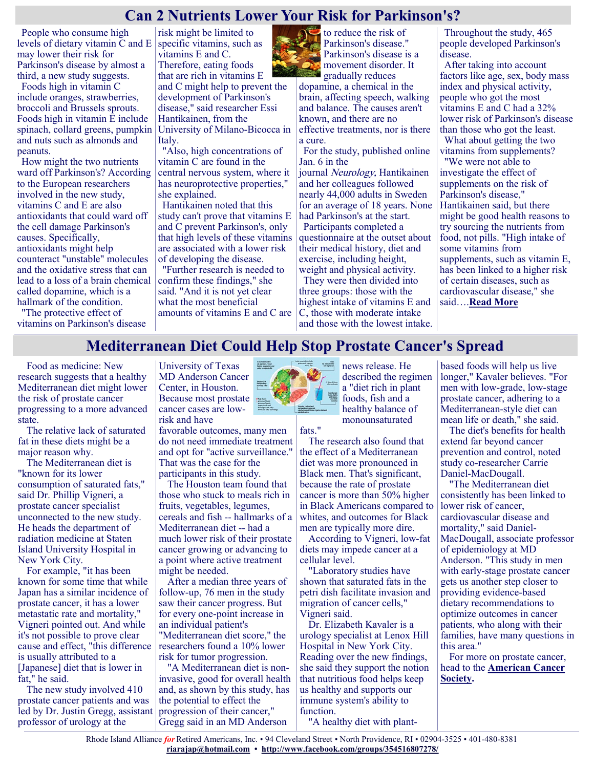# Can 2 Nutrients Lower Your Risk for Parkinson's?

People who consume high levels of dietary vitamin C and E may lower their risk for Parkinson's disease by almost a third, a new study suggests.

Foods high in vitamin C include oranges, strawberries, broccoli and Brussels sprouts. Foods high in vitamin E include spinach, collard greens, pumpkin and nuts such as almonds and peanuts.

How might the two nutrients ward off Parkinson's? According to the European researchers involved in the new study, vitamins C and E are also antioxidants that could ward off the cell damage Parkinson's causes. Specifically, antioxidants might help counteract "unstable" molecules and the oxidative stress that can lead to a loss of a brain chemical called dopamine, which is a hallmark of the condition.

"The protective effect of vitamins on Parkinson's disease risk might be limited to specific vitamins, such as vitamins E and C. Therefore, eating foods that are rich in vitamins E and C might help to prevent the development of Parkinson's disease," said researcher Essi Hantikainen, from the University of Milano-Bicocca in Italy.

"Also, high concentrations of vitamin C are found in the central nervous system, where it has neuroprotective properties," she explained.

Hantikainen noted that this study can't prove that vitamins E and C prevent Parkinson's, only that high levels of these vitamins are associated with a lower risk of developing the disease.

"Further research is needed to confirm these findings," she said. "And it is not yet clear what the most beneficial amounts of vitamins E and C are to reduce the risk of Parkinson's disease."

Parkinson's disease is a movement disorder. It gradually reduces dopamine, a chemical in the brain, affecting speech, walking and balance. The causes aren't known, and there are no effective treatments, nor is there a cure.

For the study, published online Jan. 6 in the journal *Neurology,* Hantikainen and her colleagues followed nearly 44,000 adults in Sweden for an average of 18 years. None had Parkinson's at the start.

Participants completed a questionnaire at the outset about their medical history, diet and exercise, including height, weight and physical activity.

They were then divided into three groups: those with the highest intake of vitamins E and C, those with moderate intake and those with the lowest intake.

Throughout the study, 465 people developed Parkinson's disease.

After taking into account factors like age, sex, body mass index and physical activity, people who got the most vitamins E and C had a 32% lower risk of Parkinson's disease than those who got the least.

What about getting the two vitamins from supplements?

"We were not able to investigate the effect of supplements on the risk of Parkinson's disease," Hantikainen said, but there might be good health reasons to try sourcing the nutrients from food, not pills. "High intake of some vitamins from supplements, such as vitamin E, has been linked to a higher risk of certain diseases, such as cardiovascular disease," she said….**Read More**

# Mediterranean Diet Could Help Stop Prostate Cancer's Spread

Food as medicine: New research suggests that a healthy Mediterranean diet might lower the risk of prostate cancer progressing to a more advanced state.

The relative lack of saturated fat in these diets might be a major reason why.

The Mediterranean diet is "known for its lower consumption of saturated fats," said Dr. Phillip Vigneri, a prostate cancer specialist unconnected to the new study. He heads the department of radiation medicine at Staten Island University Hospital in New York City.

For example, "it has been known for some time that while Japan has a similar incidence of prostate cancer, it has a lower metastatic rate and mortality," Vigneri pointed out. And while it's not possible to prove clear cause and effect, "this difference is usually attributed to a [Japanese] diet that is lower in fat," he said.

The new study involved 410 prostate cancer patients and was led by Dr. Justin Gregg, assistant professor of urology at the University of Texas MD Anderson Cancer Center, in Houston. Because most prostate cancer cases are low-risk and have favorable outcomes, many men do not need immediate treatment and opt for "active surveillance." That was the case for the participants in this study.

The Houston team found that those who stuck to meals rich in fruits, vegetables, legumes, cereals and fish -- hallmarks of a Mediterranean diet -- had a much lower risk of their prostate cancer growing or advancing to a point where active treatment might be needed.

After a median three years of follow-up, 76 men in the study saw their cancer progress. But for every one-point increase in an individual patient's "Mediterranean diet score," the researchers found a 10% lower risk for tumor progression.

"A Mediterranean diet is non-invasive, good for overall health and, as shown by this study, has the potential to effect the progression of their cancer," Gregg said in an MD Anderson news release. He described the regimen a "diet rich in plant foods, fish and a healthy balance of monounsaturated fats."

The research also found that the effect of a Mediterranean diet was more pronounced in Black men. That's significant, because the rate of prostate cancer is more than 50% higher in Black Americans compared to whites, and outcomes for Black men are typically more dire.

According to Vigneri, low-fat diets may impede cancer at a cellular level.

"Laboratory studies have shown that saturated fats in the petri dish facilitate invasion and migration of cancer cells," Vigneri said.

Dr. Elizabeth Kavaler is a urology specialist at Lenox Hill Hospital in New York City. Reading over the new findings, she said they support the notion that nutritious food helps keep us healthy and supports our immune system's ability to function.

"A healthy diet with plant-based foods will help us live longer," Kavaler believes. "For men with low-grade, low-stage prostate cancer, adhering to a Mediterranean-style diet can mean life or death," she said.

The diet's benefits for health extend far beyond cancer prevention and control, noted study co-researcher Carrie Daniel-MacDougall.

"The Mediterranean diet consistently has been linked to lower risk of cancer, cardiovascular disease and mortality," said Daniel-MacDougall, associate professor of epidemiology at MD Anderson. "This study in men with early-stage prostate cancer gets us another step closer to providing evidence-based dietary recommendations to optimize outcomes in cancer patients, who along with their families, have many questions in this area."

For more on prostate cancer, head to the **American Cancer Society.**

Rhode Island Alliance *for* Retired Americans, Inc. • 94 Cleveland Street • North Providence, RI • 02904-3525 • 401-480-8381
**riarajap@hotmail.com** • **http://www.facebook.com/groups/354516807278/**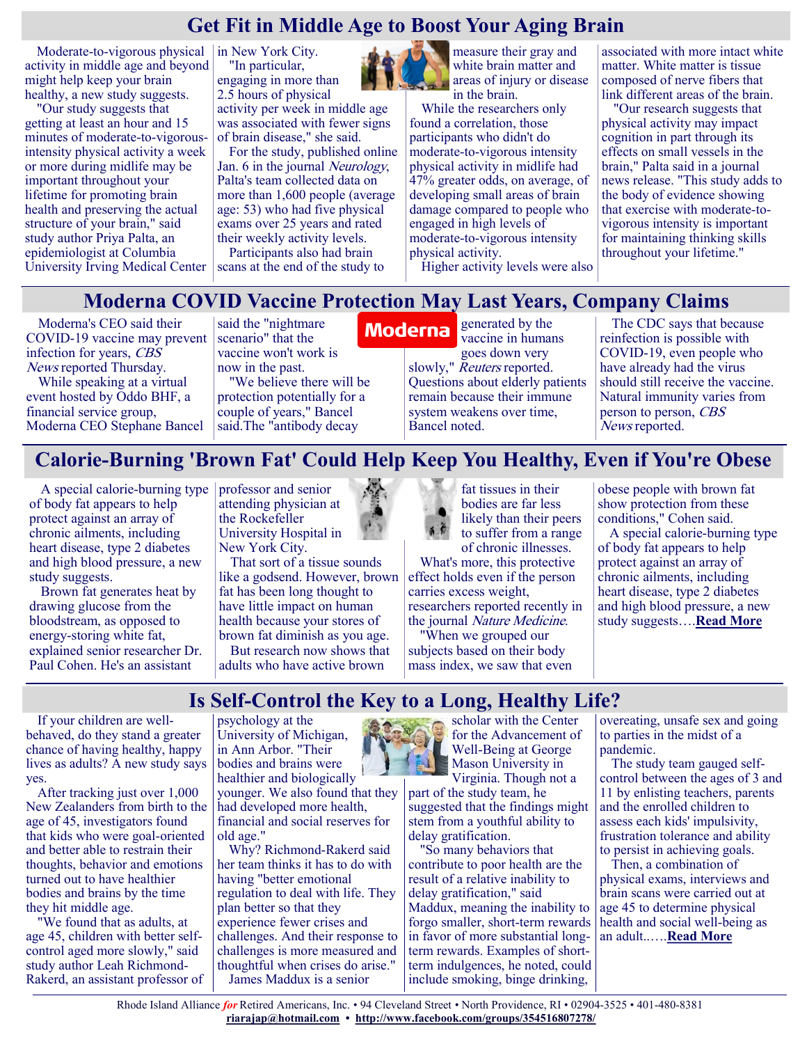## Get Fit in Middle Age to Boost Your Aging Brain

Moderate-to-vigorous physical activity in middle age and beyond might help keep your brain healthy, a new study suggests.

"Our study suggests that getting at least an hour and 15 minutes of moderate-to-vigorous-intensity physical activity a week or more during midlife may be important throughout your lifetime for promoting brain health and preserving the actual structure of your brain," said study author Priya Palta, an epidemiologist at Columbia University Irving Medical Center in New York City.

"In particular, engaging in more than 2.5 hours of physical activity per week in middle age was associated with fewer signs of brain disease," she said.

For the study, published online Jan. 6 in the journal *Neurology*, Palta's team collected data on more than 1,600 people (average age: 53) who had five physical exams over 25 years and rated their weekly activity levels.

Participants also had brain scans at the end of the study to measure their gray and white brain matter and areas of injury or disease in the brain.

While the researchers only found a correlation, those participants who didn't do moderate-to-vigorous intensity physical activity in midlife had 47% greater odds, on average, of developing small areas of brain damage compared to people who engaged in high levels of moderate-to-vigorous intensity physical activity.

Higher activity levels were also associated with more intact white matter. White matter is tissue composed of nerve fibers that link different areas of the brain.

"Our research suggests that physical activity may impact cognition in part through its effects on small vessels in the brain," Palta said in a journal news release. "This study adds to the body of evidence showing that exercise with moderate-to-vigorous intensity is important for maintaining thinking skills throughout your lifetime."

## Moderna COVID Vaccine Protection May Last Years, Company Claims

Moderna's CEO said their COVID-19 vaccine may prevent infection for years, *CBS News* reported Thursday.

While speaking at a virtual event hosted by Oddo BHF, a financial service group, Moderna CEO Stephane Bancel said the "nightmare scenario" that the vaccine won't work is now in the past.

"We believe there will be protection potentially for a couple of years," Bancel said.The "antibody decay generated by the vaccine in humans goes down very slowly," *Reuters* reported. Questions about elderly patients remain because their immune system weakens over time, Bancel noted.

The CDC says that because reinfection is possible with COVID-19, even people who have already had the virus should still receive the vaccine. Natural immunity varies from person to person, *CBS News* reported.

## Calorie-Burning 'Brown Fat' Could Help Keep You Healthy, Even if You're Obese

A special calorie-burning type of body fat appears to help protect against an array of chronic ailments, including heart disease, type 2 diabetes and high blood pressure, a new study suggests.

Brown fat generates heat by drawing glucose from the bloodstream, as opposed to energy-storing white fat, explained senior researcher Dr. Paul Cohen. He's an assistant professor and senior attending physician at the Rockefeller University Hospital in New York City.

That sort of a tissue sounds like a godsend. However, brown fat has been long thought to have little impact on human health because your stores of brown fat diminish as you age.

But research now shows that adults who have active brown fat tissues in their bodies are far less likely than their peers to suffer from a range of chronic illnesses.

What's more, this protective effect holds even if the person carries excess weight, researchers reported recently in the journal *Nature Medicine*.

"When we grouped our subjects based on their body mass index, we saw that even obese people with brown fat show protection from these conditions," Cohen said.

A special calorie-burning type of body fat appears to help protect against an array of chronic ailments, including heart disease, type 2 diabetes and high blood pressure, a new study suggests….**Read More**

## Is Self-Control the Key to a Long, Healthy Life?

If your children are well-behaved, do they stand a greater chance of having healthy, happy lives as adults? A new study says yes.

After tracking just over 1,000 New Zealanders from birth to the age of 45, investigators found that kids who were goal-oriented and better able to restrain their thoughts, behavior and emotions turned out to have healthier bodies and brains by the time they hit middle age.

"We found that as adults, at age 45, children with better self-control aged more slowly," said study author Leah Richmond-Rakerd, an assistant professor of psychology at the University of Michigan, in Ann Arbor. "Their bodies and brains were healthier and biologically younger. We also found that they had developed more health, financial and social reserves for old age."

Why? Richmond-Rakerd said her team thinks it has to do with having "better emotional regulation to deal with life. They plan better so that they experience fewer crises and challenges. And their response to challenges is more measured and thoughtful when crises do arise."

James Maddux is a senior scholar with the Center for the Advancement of Well-Being at George Mason University in Virginia. Though not a part of the study team, he suggested that the findings might stem from a youthful ability to delay gratification.

"So many behaviors that contribute to poor health are the result of a relative inability to delay gratification," said Maddux, meaning the inability to forgo smaller, short-term rewards in favor of more substantial long-term rewards. Examples of short-term indulgences, he noted, could include smoking, binge drinking, overeating, unsafe sex and going to parties in the midst of a pandemic.

The study team gauged self-control between the ages of 3 and 11 by enlisting teachers, parents and the enrolled children to assess each kids' impulsivity, frustration tolerance and ability to persist in achieving goals.

Then, a combination of physical exams, interviews and brain scans were carried out at age 45 to determine physical health and social well-being as an adult..….**Read More**

Rhode Island Alliance *for* Retired Americans, Inc. • 94 Cleveland Street • North Providence, RI • 02904-3525 • 401-480-8381
riarajap@hotmail.com • http://www.facebook.com/groups/354516807278/